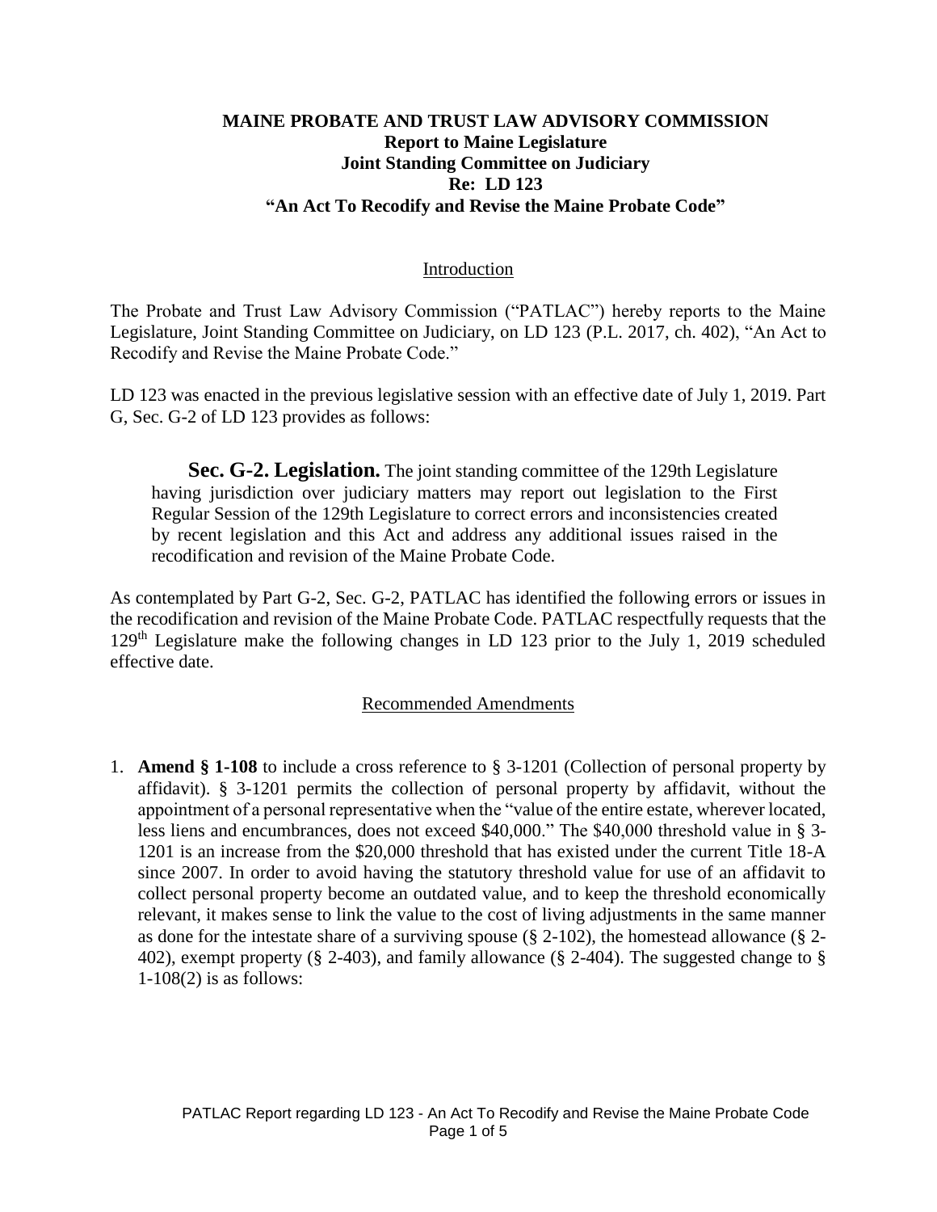# MAINE PROBATE AND TRUST LAW ADVISORY COMMISSION
## Report to Maine Legislature
## Joint Standing Committee on Judiciary
## Re: LD 123
## "An Act To Recodify and Revise the Maine Probate Code"

### Introduction

The Probate and Trust Law Advisory Commission ("PATLAC") hereby reports to the Maine Legislature, Joint Standing Committee on Judiciary, on LD 123 (P.L. 2017, ch. 402), "An Act to Recodify and Revise the Maine Probate Code."

LD 123 was enacted in the previous legislative session with an effective date of July 1, 2019. Part G, Sec. G-2 of LD 123 provides as follows:

> **Sec. G-2. Legislation.** The joint standing committee of the 129th Legislature having jurisdiction over judiciary matters may report out legislation to the First Regular Session of the 129th Legislature to correct errors and inconsistencies created by recent legislation and this Act and address any additional issues raised in the recodification and revision of the Maine Probate Code.

As contemplated by Part G-2, Sec. G-2, PATLAC has identified the following errors or issues in the recodification and revision of the Maine Probate Code. PATLAC respectfully requests that the 129th Legislature make the following changes in LD 123 prior to the July 1, 2019 scheduled effective date.

### Recommended Amendments

1. **Amend § 1-108** to include a cross reference to § 3-1201 (Collection of personal property by affidavit). § 3-1201 permits the collection of personal property by affidavit, without the appointment of a personal representative when the "value of the entire estate, wherever located, less liens and encumbrances, does not exceed $40,000." The $40,000 threshold value in § 3-1201 is an increase from the $20,000 threshold that has existed under the current Title 18-A since 2007. In order to avoid having the statutory threshold value for use of an affidavit to collect personal property become an outdated value, and to keep the threshold economically relevant, it makes sense to link the value to the cost of living adjustments in the same manner as done for the intestate share of a surviving spouse (§ 2-102), the homestead allowance (§ 2-402), exempt property (§ 2-403), and family allowance (§ 2-404). The suggested change to § 1-108(2) is as follows: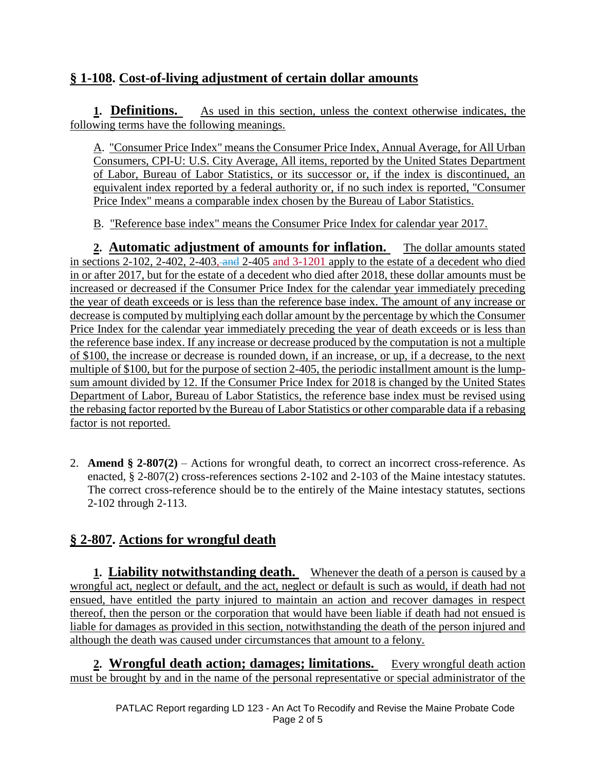## § 1-108. Cost-of-living adjustment of certain dollar amounts

**1. Definitions.** As used in this section, unless the context otherwise indicates, the following terms have the following meanings.

A. "Consumer Price Index" means the Consumer Price Index, Annual Average, for All Urban Consumers, CPI-U: U.S. City Average, All items, reported by the United States Department of Labor, Bureau of Labor Statistics, or its successor or, if the index is discontinued, an equivalent index reported by a federal authority or, if no such index is reported, "Consumer Price Index" means a comparable index chosen by the Bureau of Labor Statistics.

B. "Reference base index" means the Consumer Price Index for calendar year 2017.

**2. Automatic adjustment of amounts for inflation.** The dollar amounts stated in sections 2-102, 2-402, 2-403, ~~and~~ 2-405 and 3-1201 apply to the estate of a decedent who died in or after 2017, but for the estate of a decedent who died after 2018, these dollar amounts must be increased or decreased if the Consumer Price Index for the calendar year immediately preceding the year of death exceeds or is less than the reference base index. The amount of any increase or decrease is computed by multiplying each dollar amount by the percentage by which the Consumer Price Index for the calendar year immediately preceding the year of death exceeds or is less than the reference base index. If any increase or decrease produced by the computation is not a multiple of $100, the increase or decrease is rounded down, if an increase, or up, if a decrease, to the next multiple of $100, but for the purpose of section 2-405, the periodic installment amount is the lump-sum amount divided by 12. If the Consumer Price Index for 2018 is changed by the United States Department of Labor, Bureau of Labor Statistics, the reference base index must be revised using the rebasing factor reported by the Bureau of Labor Statistics or other comparable data if a rebasing factor is not reported.

2. **Amend § 2-807(2)** – Actions for wrongful death, to correct an incorrect cross-reference. As enacted, § 2-807(2) cross-references sections 2-102 and 2-103 of the Maine intestacy statutes. The correct cross-reference should be to the entirely of the Maine intestacy statutes, sections 2-102 through 2-113.

## § 2-807. Actions for wrongful death

**1. Liability notwithstanding death.** Whenever the death of a person is caused by a wrongful act, neglect or default, and the act, neglect or default is such as would, if death had not ensued, have entitled the party injured to maintain an action and recover damages in respect thereof, then the person or the corporation that would have been liable if death had not ensued is liable for damages as provided in this section, notwithstanding the death of the person injured and although the death was caused under circumstances that amount to a felony.

**2. Wrongful death action; damages; limitations.** Every wrongful death action must be brought by and in the name of the personal representative or special administrator of the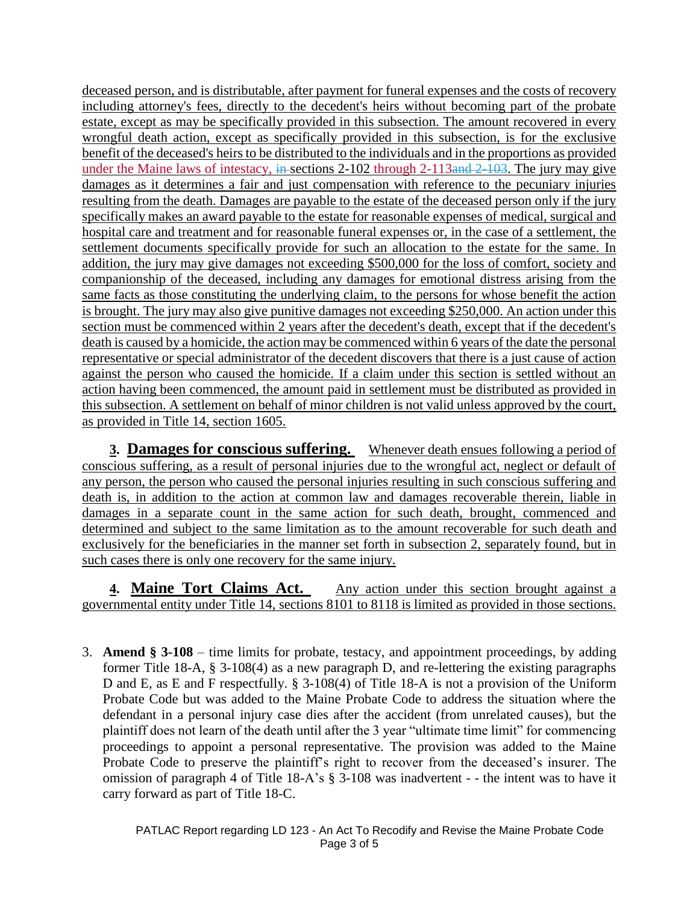deceased person, and is distributable, after payment for funeral expenses and the costs of recovery including attorney's fees, directly to the decedent's heirs without becoming part of the probate estate, except as may be specifically provided in this subsection. The amount recovered in every wrongful death action, except as specifically provided in this subsection, is for the exclusive benefit of the deceased's heirs to be distributed to the individuals and in the proportions as provided under the Maine laws of intestacy, ~~in~~ sections 2-102 through 2-113~~and 2-103~~. The jury may give damages as it determines a fair and just compensation with reference to the pecuniary injuries resulting from the death. Damages are payable to the estate of the deceased person only if the jury specifically makes an award payable to the estate for reasonable expenses of medical, surgical and hospital care and treatment and for reasonable funeral expenses or, in the case of a settlement, the settlement documents specifically provide for such an allocation to the estate for the same. In addition, the jury may give damages not exceeding $500,000 for the loss of comfort, society and companionship of the deceased, including any damages for emotional distress arising from the same facts as those constituting the underlying claim, to the persons for whose benefit the action is brought. The jury may also give punitive damages not exceeding $250,000. An action under this section must be commenced within 2 years after the decedent's death, except that if the decedent's death is caused by a homicide, the action may be commenced within 6 years of the date the personal representative or special administrator of the decedent discovers that there is a just cause of action against the person who caused the homicide. If a claim under this section is settled without an action having been commenced, the amount paid in settlement must be distributed as provided in this subsection. A settlement on behalf of minor children is not valid unless approved by the court, as provided in Title 14, section 1605.

**3. Damages for conscious suffering.** Whenever death ensues following a period of conscious suffering, as a result of personal injuries due to the wrongful act, neglect or default of any person, the person who caused the personal injuries resulting in such conscious suffering and death is, in addition to the action at common law and damages recoverable therein, liable in damages in a separate count in the same action for such death, brought, commenced and determined and subject to the same limitation as to the amount recoverable for such death and exclusively for the beneficiaries in the manner set forth in subsection 2, separately found, but in such cases there is only one recovery for the same injury.

**4. Maine Tort Claims Act.** Any action under this section brought against a governmental entity under Title 14, sections 8101 to 8118 is limited as provided in those sections.

3. **Amend § 3-108** – time limits for probate, testacy, and appointment proceedings, by adding former Title 18-A, § 3-108(4) as a new paragraph D, and re-lettering the existing paragraphs D and E, as E and F respectfully. § 3-108(4) of Title 18-A is not a provision of the Uniform Probate Code but was added to the Maine Probate Code to address the situation where the defendant in a personal injury case dies after the accident (from unrelated causes), but the plaintiff does not learn of the death until after the 3 year "ultimate time limit" for commencing proceedings to appoint a personal representative. The provision was added to the Maine Probate Code to preserve the plaintiff's right to recover from the deceased's insurer. The omission of paragraph 4 of Title 18-A's § 3-108 was inadvertent - - the intent was to have it carry forward as part of Title 18-C.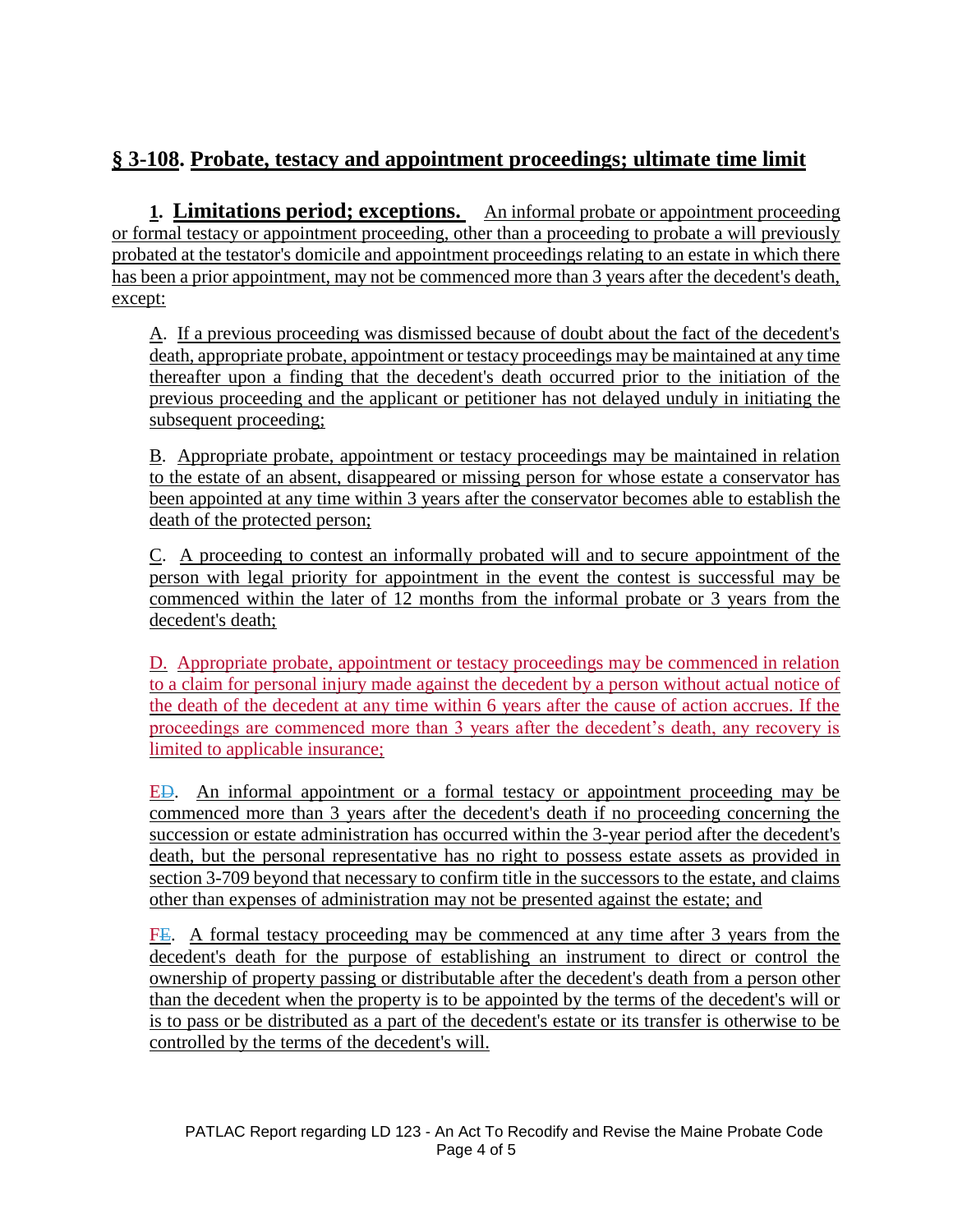## § 3-108. Probate, testacy and appointment proceedings; ultimate time limit

**1. Limitations period; exceptions.** An informal probate or appointment proceeding or formal testacy or appointment proceeding, other than a proceeding to probate a will previously probated at the testator's domicile and appointment proceedings relating to an estate in which there has been a prior appointment, may not be commenced more than 3 years after the decedent's death, except:

A. If a previous proceeding was dismissed because of doubt about the fact of the decedent's death, appropriate probate, appointment or testacy proceedings may be maintained at any time thereafter upon a finding that the decedent's death occurred prior to the initiation of the previous proceeding and the applicant or petitioner has not delayed unduly in initiating the subsequent proceeding;

B. Appropriate probate, appointment or testacy proceedings may be maintained in relation to the estate of an absent, disappeared or missing person for whose estate a conservator has been appointed at any time within 3 years after the conservator becomes able to establish the death of the protected person;

C. A proceeding to contest an informally probated will and to secure appointment of the person with legal priority for appointment in the event the contest is successful may be commenced within the later of 12 months from the informal probate or 3 years from the decedent's death;

D. Appropriate probate, appointment or testacy proceedings may be commenced in relation to a claim for personal injury made against the decedent by a person without actual notice of the death of the decedent at any time within 6 years after the cause of action accrues. If the proceedings are commenced more than 3 years after the decedent's death, any recovery is limited to applicable insurance;

~~D~~E. An informal appointment or a formal testacy or appointment proceeding may be commenced more than 3 years after the decedent's death if no proceeding concerning the succession or estate administration has occurred within the 3-year period after the decedent's death, but the personal representative has no right to possess estate assets as provided in section 3-709 beyond that necessary to confirm title in the successors to the estate, and claims other than expenses of administration may not be presented against the estate; and

~~E~~F. A formal testacy proceeding may be commenced at any time after 3 years from the decedent's death for the purpose of establishing an instrument to direct or control the ownership of property passing or distributable after the decedent's death from a person other than the decedent when the property is to be appointed by the terms of the decedent's will or is to pass or be distributed as a part of the decedent's estate or its transfer is otherwise to be controlled by the terms of the decedent's will.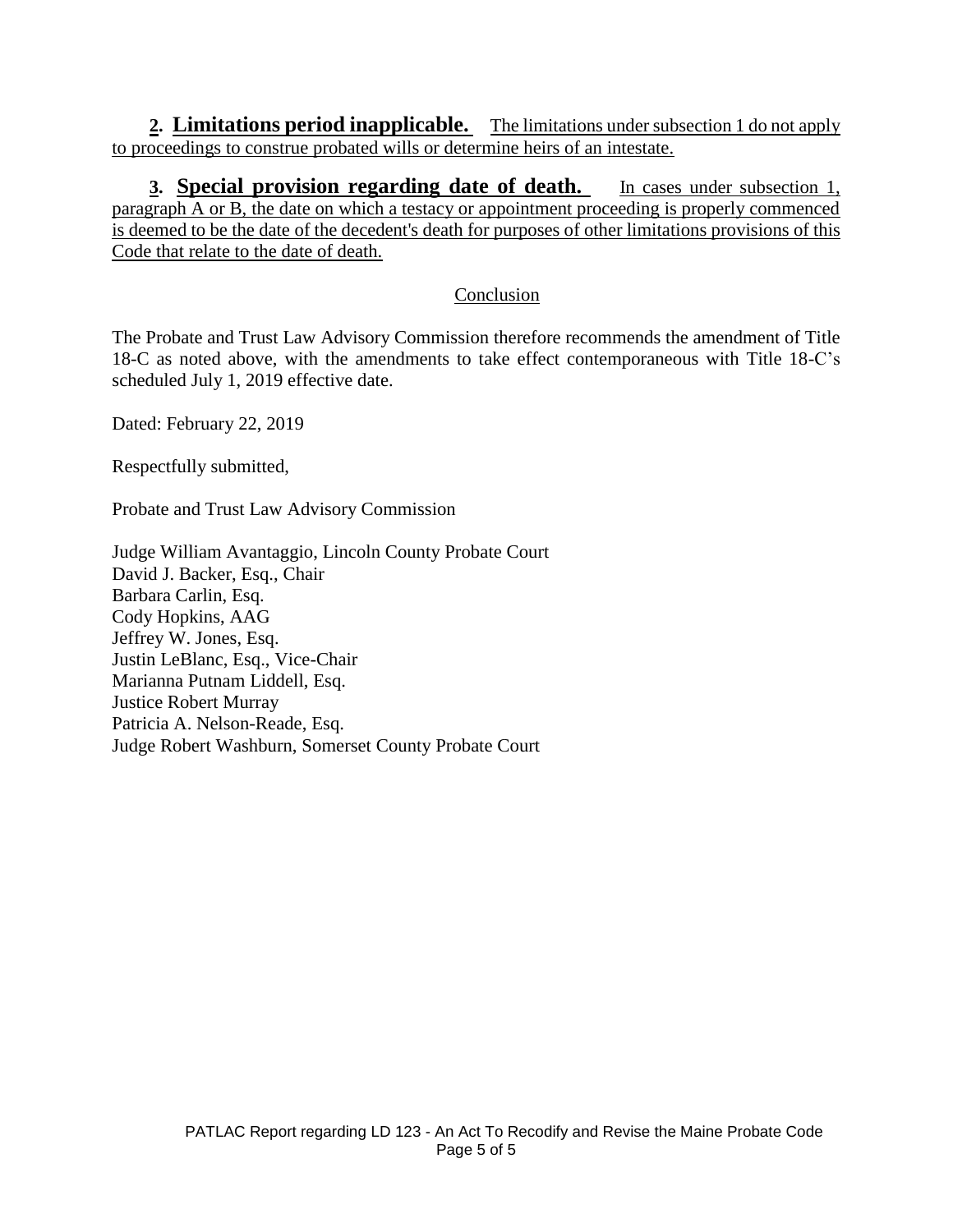**2. Limitations period inapplicable.** The limitations under subsection 1 do not apply to proceedings to construe probated wills or determine heirs of an intestate.

**3. Special provision regarding date of death.** In cases under subsection 1, paragraph A or B, the date on which a testacy or appointment proceeding is properly commenced is deemed to be the date of the decedent's death for purposes of other limitations provisions of this Code that relate to the date of death.

## Conclusion

The Probate and Trust Law Advisory Commission therefore recommends the amendment of Title 18-C as noted above, with the amendments to take effect contemporaneous with Title 18-C's scheduled July 1, 2019 effective date.

Dated: February 22, 2019

Respectfully submitted,

Probate and Trust Law Advisory Commission

Judge William Avantaggio, Lincoln County Probate Court
David J. Backer, Esq., Chair
Barbara Carlin, Esq.
Cody Hopkins, AAG
Jeffrey W. Jones, Esq.
Justin LeBlanc, Esq., Vice-Chair
Marianna Putnam Liddell, Esq.
Justice Robert Murray
Patricia A. Nelson-Reade, Esq.
Judge Robert Washburn, Somerset County Probate Court